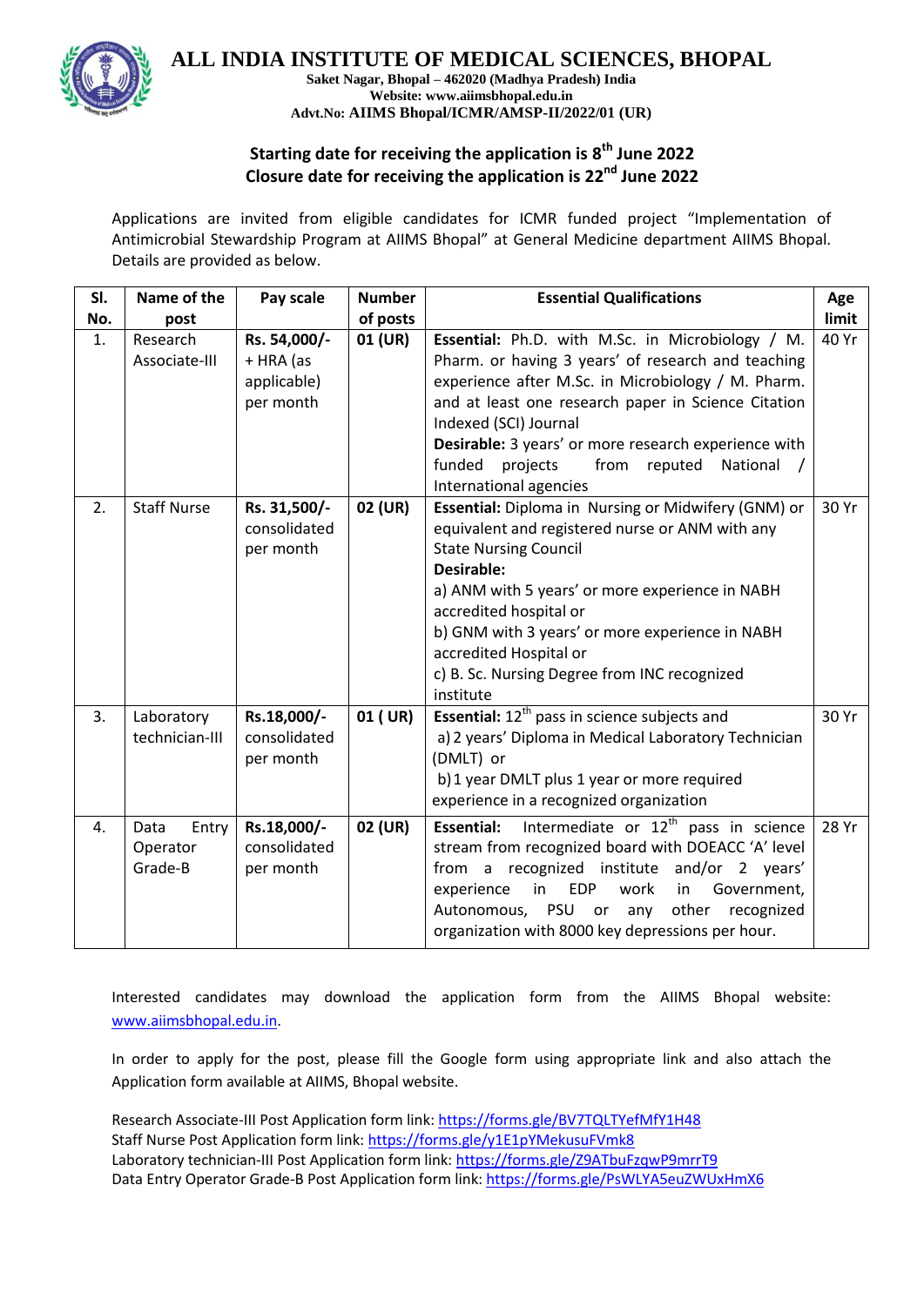# ALL INDIA INSTITUTE OF MEDICAL SCIENCES, BHOPAL

**Saket Nagar, Bhopal – 462020 (Madhya Pradesh) India**
**Website: www.aiimsbhopal.edu.in**
**Advt.No: AIIMS Bhopal/ICMR/AMSP-II/2022/01 (UR)**

**Starting date for receiving the application is 8th June 2022**
**Closure date for receiving the application is 22nd June 2022**

Applications are invited from eligible candidates for ICMR funded project "Implementation of Antimicrobial Stewardship Program at AIIMS Bhopal" at General Medicine department AIIMS Bhopal. Details are provided as below.

| Sl. No. | Name of the post | Pay scale | Number of posts | Essential Qualifications | Age limit |
|---|---|---|---|---|---|
| 1. | Research Associate-III | Rs. 54,000/- + HRA (as applicable) per month | 01 (UR) | **Essential:** Ph.D. with M.Sc. in Microbiology / M. Pharm. or having 3 years' of research and teaching experience after M.Sc. in Microbiology / M. Pharm. and at least one research paper in Science Citation Indexed (SCI) Journal<br>**Desirable:** 3 years' or more research experience with funded projects from reputed National / International agencies | 40 Yr |
| 2. | Staff Nurse | Rs. 31,500/- consolidated per month | 02 (UR) | **Essential:** Diploma in Nursing or Midwifery (GNM) or equivalent and registered nurse or ANM with any State Nursing Council<br>**Desirable:**<br>a) ANM with 5 years' or more experience in NABH accredited hospital or<br>b) GNM with 3 years' or more experience in NABH accredited Hospital or<br>c) B. Sc. Nursing Degree from INC recognized institute | 30 Yr |
| 3. | Laboratory technician-III | Rs.18,000/- consolidated per month | 01 ( UR) | **Essential:** 12th pass in science subjects and<br>a) 2 years' Diploma in Medical Laboratory Technician (DMLT) or<br>b) 1 year DMLT plus 1 year or more required experience in a recognized organization | 30 Yr |
| 4. | Data Entry Operator Grade-B | Rs.18,000/- consolidated per month | 02 (UR) | **Essential:** Intermediate or 12th pass in science stream from recognized board with DOEACC 'A' level from a recognized institute and/or 2 years' experience in EDP work in Government, Autonomous, PSU or any other recognized organization with 8000 key depressions per hour. | 28 Yr |

Interested candidates may download the application form from the AIIMS Bhopal website: www.aiimsbhopal.edu.in.

In order to apply for the post, please fill the Google form using appropriate link and also attach the Application form available at AIIMS, Bhopal website.

Research Associate-III Post Application form link: https://forms.gle/BV7TQLTYefMfY1H48
Staff Nurse Post Application form link: https://forms.gle/y1E1pYMekusuFVmk8
Laboratory technician-III Post Application form link: https://forms.gle/Z9ATbuFzqwP9mrrT9
Data Entry Operator Grade-B Post Application form link: https://forms.gle/PsWLYA5euZWUxHmX6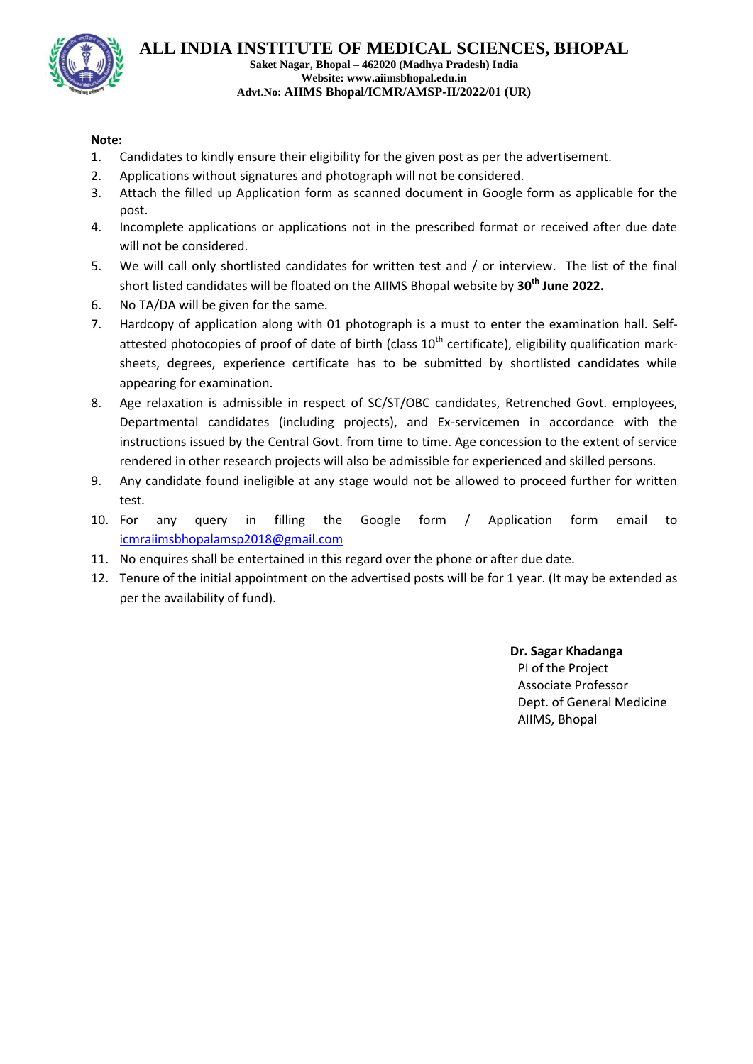# ALL INDIA INSTITUTE OF MEDICAL SCIENCES, BHOPAL

**Saket Nagar, Bhopal – 462020 (Madhya Pradesh) India**
**Website: www.aiimsbhopal.edu.in**
**Advt.No: AIIMS Bhopal/ICMR/AMSP-II/2022/01 (UR)**

**Note:**

1. Candidates to kindly ensure their eligibility for the given post as per the advertisement.
2. Applications without signatures and photograph will not be considered.
3. Attach the filled up Application form as scanned document in Google form as applicable for the post.
4. Incomplete applications or applications not in the prescribed format or received after due date will not be considered.
5. We will call only shortlisted candidates for written test and / or interview. The list of the final short listed candidates will be floated on the AIIMS Bhopal website by **30th June 2022.**
6. No TA/DA will be given for the same.
7. Hardcopy of application along with 01 photograph is a must to enter the examination hall. Self-attested photocopies of proof of date of birth (class 10th certificate), eligibility qualification mark-sheets, degrees, experience certificate has to be submitted by shortlisted candidates while appearing for examination.
8. Age relaxation is admissible in respect of SC/ST/OBC candidates, Retrenched Govt. employees, Departmental candidates (including projects), and Ex-servicemen in accordance with the instructions issued by the Central Govt. from time to time. Age concession to the extent of service rendered in other research projects will also be admissible for experienced and skilled persons.
9. Any candidate found ineligible at any stage would not be allowed to proceed further for written test.
10. For any query in filling the Google form / Application form email to icmraiimsbhopalamsp2018@gmail.com
11. No enquires shall be entertained in this regard over the phone or after due date.
12. Tenure of the initial appointment on the advertised posts will be for 1 year. (It may be extended as per the availability of fund).

**Dr. Sagar Khadanga**
PI of the Project
Associate Professor
Dept. of General Medicine
AIIMS, Bhopal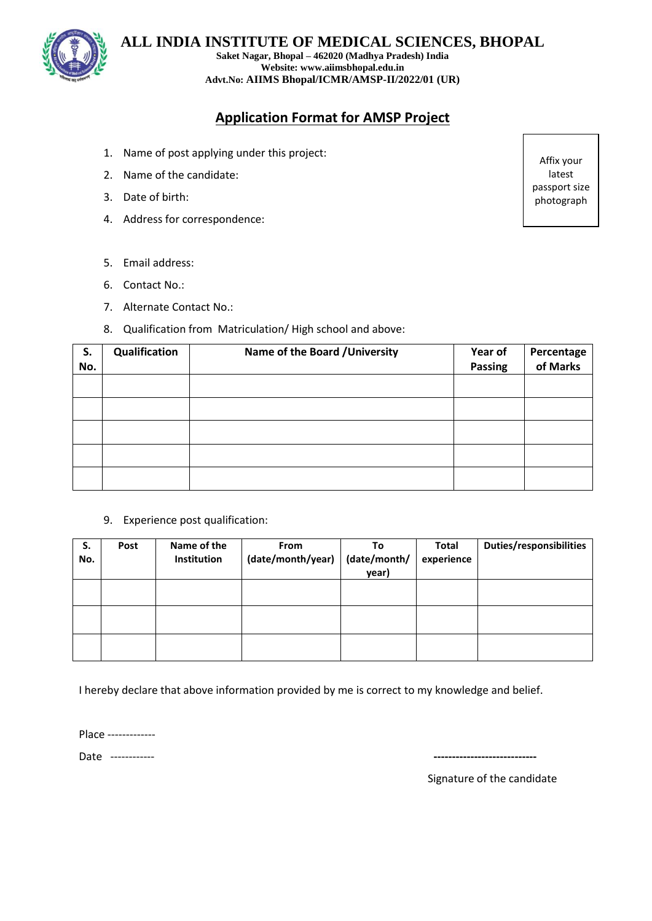# ALL INDIA INSTITUTE OF MEDICAL SCIENCES, BHOPAL

**Saket Nagar, Bhopal – 462020 (Madhya Pradesh) India**
**Website: www.aiimsbhopal.edu.in**
**Advt.No: AIIMS Bhopal/ICMR/AMSP-II/2022/01 (UR)**

## Application Format for AMSP Project

Affix your latest passport size photograph

1. Name of post applying under this project:
2. Name of the candidate:
3. Date of birth:
4. Address for correspondence:
5. Email address:
6. Contact No.:
7. Alternate Contact No.:
8. Qualification from Matriculation/ High school and above:

| S. No. | Qualification | Name of the Board /University | Year of Passing | Percentage of Marks |
|---|---|---|---|---|
| | | | | |
| | | | | |
| | | | | |
| | | | | |
| | | | | |

9. Experience post qualification:

| S. No. | Post | Name of the Institution | From (date/month/year) | To (date/month/ year) | Total experience | Duties/responsibilities |
|---|---|---|---|---|---|---|
| | | | | | | |
| | | | | | | |
| | | | | | | |

I hereby declare that above information provided by me is correct to my knowledge and belief.

Place -------------

Date ------------

----------------------------

Signature of the candidate